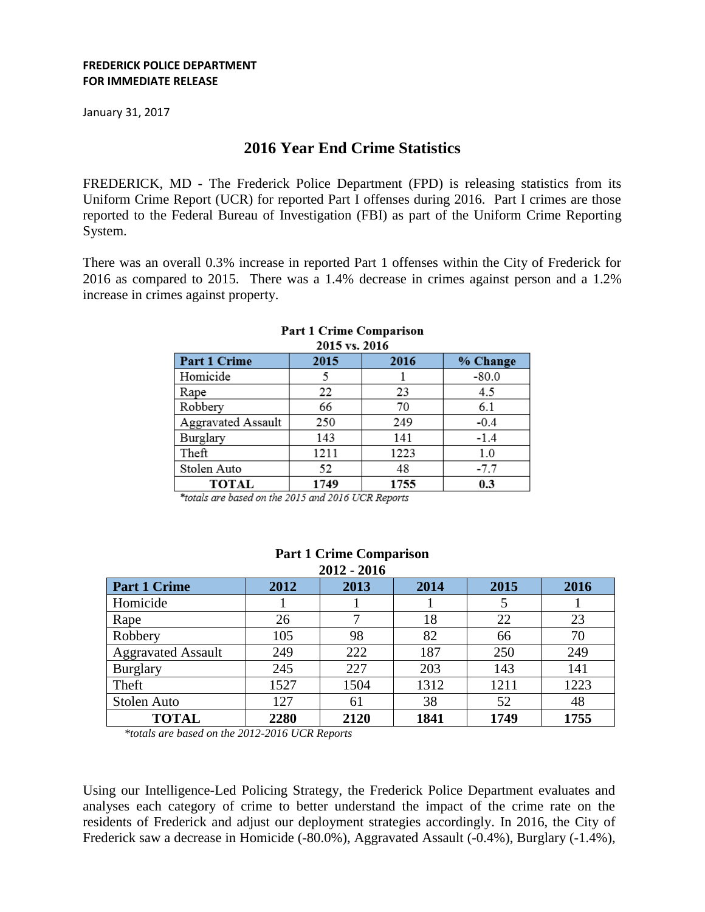**FREDERICK POLICE DEPARTMENT**
**FOR IMMEDIATE RELEASE**

January 31, 2017

# 2016 Year End Crime Statistics

FREDERICK, MD - The Frederick Police Department (FPD) is releasing statistics from its Uniform Crime Report (UCR) for reported Part I offenses during 2016. Part I crimes are those reported to the Federal Bureau of Investigation (FBI) as part of the Uniform Crime Reporting System.

There was an overall 0.3% increase in reported Part 1 offenses within the City of Frederick for 2016 as compared to 2015. There was a 1.4% decrease in crimes against person and a 1.2% increase in crimes against property.

**Part 1 Crime Comparison**
**2015 vs. 2016**

| Part 1 Crime | 2015 | 2016 | % Change |
|---|---|---|---|
| Homicide | 5 | 1 | -80.0 |
| Rape | 22 | 23 | 4.5 |
| Robbery | 66 | 70 | 6.1 |
| Aggravated Assault | 250 | 249 | -0.4 |
| Burglary | 143 | 141 | -1.4 |
| Theft | 1211 | 1223 | 1.0 |
| Stolen Auto | 52 | 48 | -7.7 |
| **TOTAL** | **1749** | **1755** | **0.3** |

*\*totals are based on the 2015 and 2016 UCR Reports*

**Part 1 Crime Comparison**
**2012 - 2016**

| Part 1 Crime | 2012 | 2013 | 2014 | 2015 | 2016 |
|---|---|---|---|---|---|
| Homicide | 1 | 1 | 1 | 5 | 1 |
| Rape | 26 | 7 | 18 | 22 | 23 |
| Robbery | 105 | 98 | 82 | 66 | 70 |
| Aggravated Assault | 249 | 222 | 187 | 250 | 249 |
| Burglary | 245 | 227 | 203 | 143 | 141 |
| Theft | 1527 | 1504 | 1312 | 1211 | 1223 |
| Stolen Auto | 127 | 61 | 38 | 52 | 48 |
| **TOTAL** | **2280** | **2120** | **1841** | **1749** | **1755** |

*\*totals are based on the 2012-2016 UCR Reports*

Using our Intelligence-Led Policing Strategy, the Frederick Police Department evaluates and analyses each category of crime to better understand the impact of the crime rate on the residents of Frederick and adjust our deployment strategies accordingly. In 2016, the City of Frederick saw a decrease in Homicide (-80.0%), Aggravated Assault (-0.4%), Burglary (-1.4%),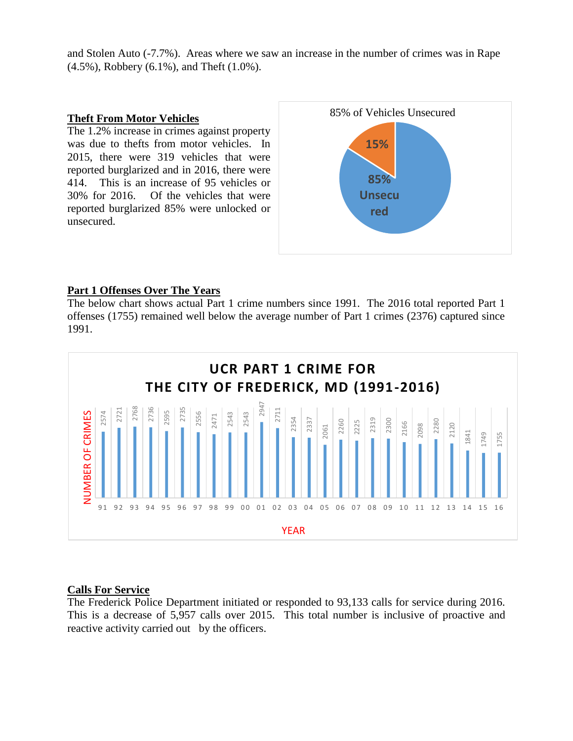and Stolen Auto (-7.7%). Areas where we saw an increase in the number of crimes was in Rape (4.5%), Robbery (6.1%), and Theft (1.0%).

**Theft From Motor Vehicles**

The 1.2% increase in crimes against property was due to thefts from motor vehicles. In 2015, there were 319 vehicles that were reported burglarized and in 2016, there were 414. This is an increase of 95 vehicles or 30% for 2016. Of the vehicles that were reported burglarized 85% were unlocked or unsecured.

85% of Vehicles Unsecured

| Category | Percent |
| --- | --- |
| Unsecured | 85% |
| (Secured) | 15% |

**Part 1 Offenses Over The Years**

The below chart shows actual Part 1 crime numbers since 1991. The 2016 total reported Part 1 offenses (1755) remained well below the average number of Part 1 crimes (2376) captured since 1991.

UCR PART 1 CRIME FOR THE CITY OF FREDERICK, MD (1991-2016)

| YEAR | 91 | 92 | 93 | 94 | 95 | 96 | 97 | 98 | 99 | 00 | 01 | 02 | 03 | 04 | 05 | 06 | 07 | 08 | 09 | 10 | 11 | 12 | 13 | 14 | 15 | 16 |
| --- | --- | --- | --- | --- | --- | --- | --- | --- | --- | --- | --- | --- | --- | --- | --- | --- | --- | --- | --- | --- | --- | --- | --- | --- | --- | --- |
| NUMBER OF CRIMES | 2574 | 2721 | 2768 | 2736 | 2595 | 2735 | 2556 | 2471 | 2543 | 2543 | 2947 | 2711 | 2354 | 2337 | 2061 | 2260 | 2225 | 2319 | 2300 | 2166 | 2098 | 2280 | 2120 | 1841 | 1749 | 1755 |

**Calls For Service**

The Frederick Police Department initiated or responded to 93,133 calls for service during 2016. This is a decrease of 5,957 calls over 2015. This total number is inclusive of proactive and reactive activity carried out by the officers.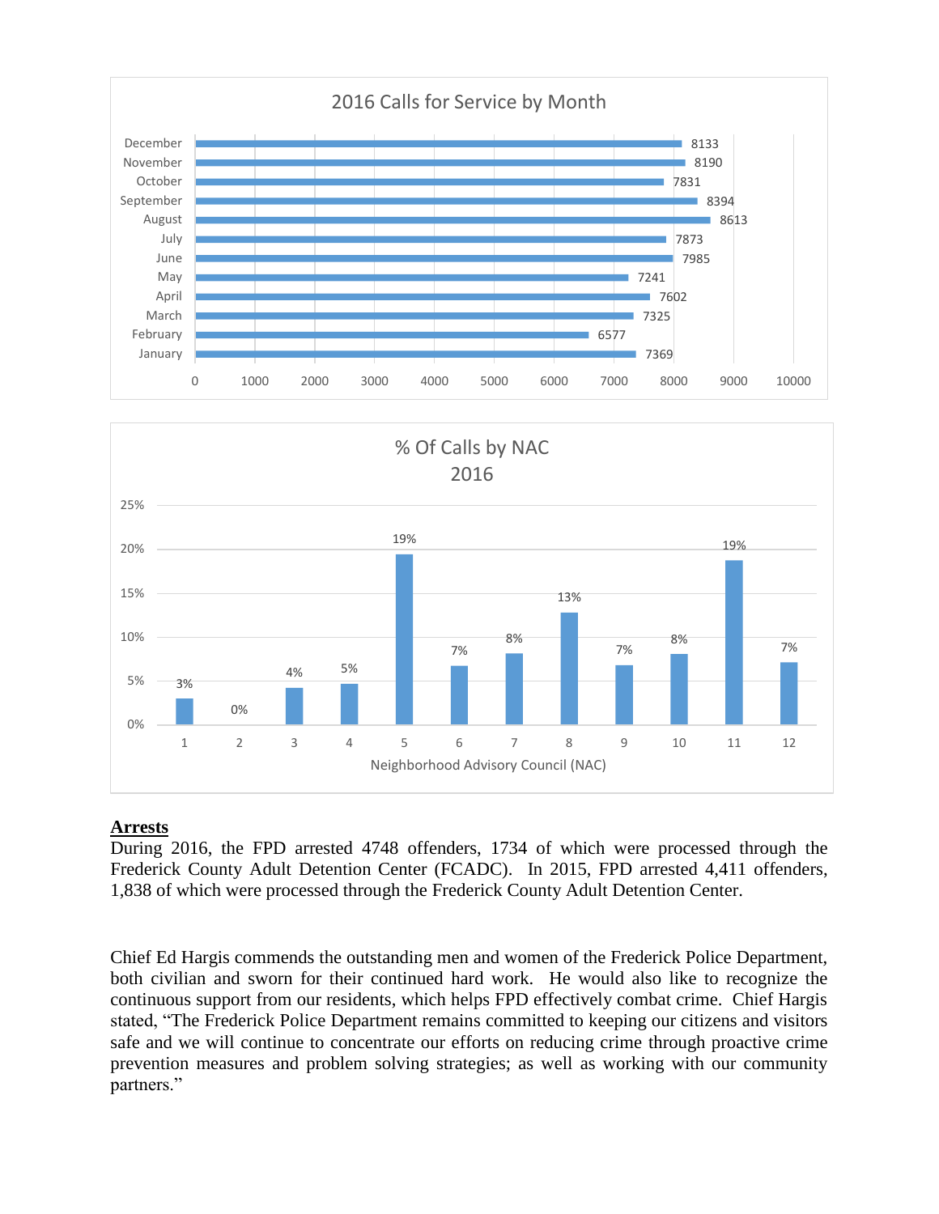## 2016 Calls for Service by Month

| Month | Calls |
|---|---|
| December | 8133 |
| November | 8190 |
| October | 7831 |
| September | 8394 |
| August | 8613 |
| July | 7873 |
| June | 7985 |
| May | 7241 |
| April | 7602 |
| March | 7325 |
| February | 6577 |
| January | 7369 |

## % Of Calls by NAC 2016

| Neighborhood Advisory Council (NAC) | % of Calls |
|---|---|
| 1 | 3% |
| 2 | 0% |
| 3 | 4% |
| 4 | 5% |
| 5 | 19% |
| 6 | 7% |
| 7 | 8% |
| 8 | 13% |
| 9 | 7% |
| 10 | 8% |
| 11 | 19% |
| 12 | 7% |

**Arrests**

During 2016, the FPD arrested 4748 offenders, 1734 of which were processed through the Frederick County Adult Detention Center (FCADC). In 2015, FPD arrested 4,411 offenders, 1,838 of which were processed through the Frederick County Adult Detention Center.

Chief Ed Hargis commends the outstanding men and women of the Frederick Police Department, both civilian and sworn for their continued hard work. He would also like to recognize the continuous support from our residents, which helps FPD effectively combat crime. Chief Hargis stated, "The Frederick Police Department remains committed to keeping our citizens and visitors safe and we will continue to concentrate our efforts on reducing crime through proactive crime prevention measures and problem solving strategies; as well as working with our community partners."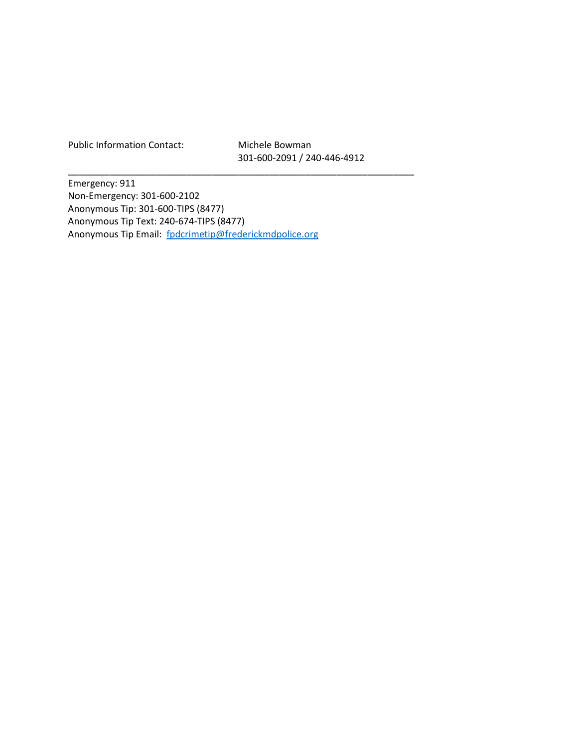Public Information Contact: Michele Bowman
301-600-2091 / 240-446-4912

---

Emergency: 911
Non-Emergency: 301-600-2102
Anonymous Tip: 301-600-TIPS (8477)
Anonymous Tip Text: 240-674-TIPS (8477)
Anonymous Tip Email: [fpdcrimetip@frederickmdpolice.org](mailto:fpdcrimetip@frederickmdpolice.org)